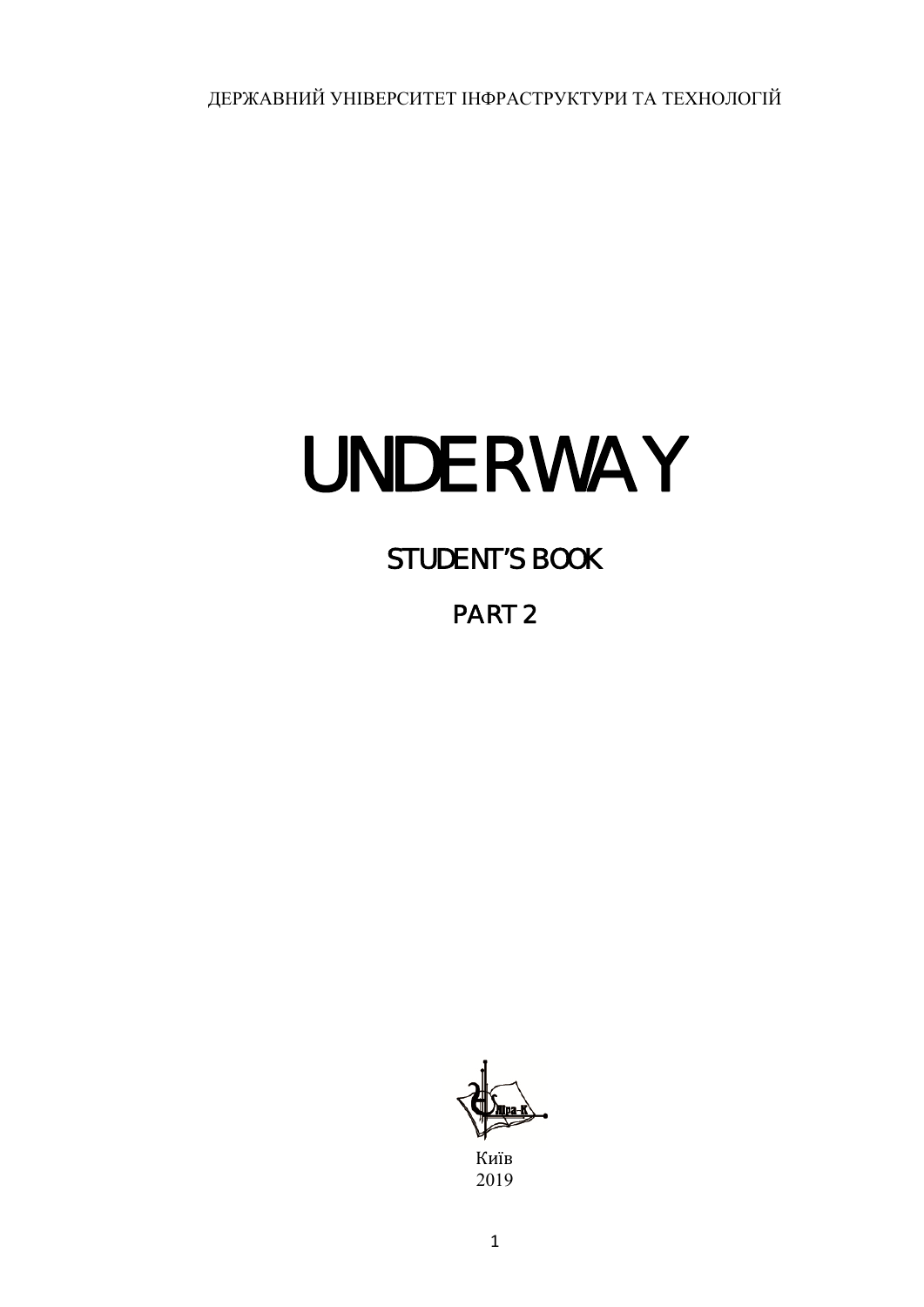ДЕРЖАВНИЙ УНІВЕРСИТЕТ ІНФРАСТРУКТУРИ ТА ТЕХНОЛОГІЙ

# UNDERWAY

## STUDENT'S BOOK

## PART 2

Київ
2019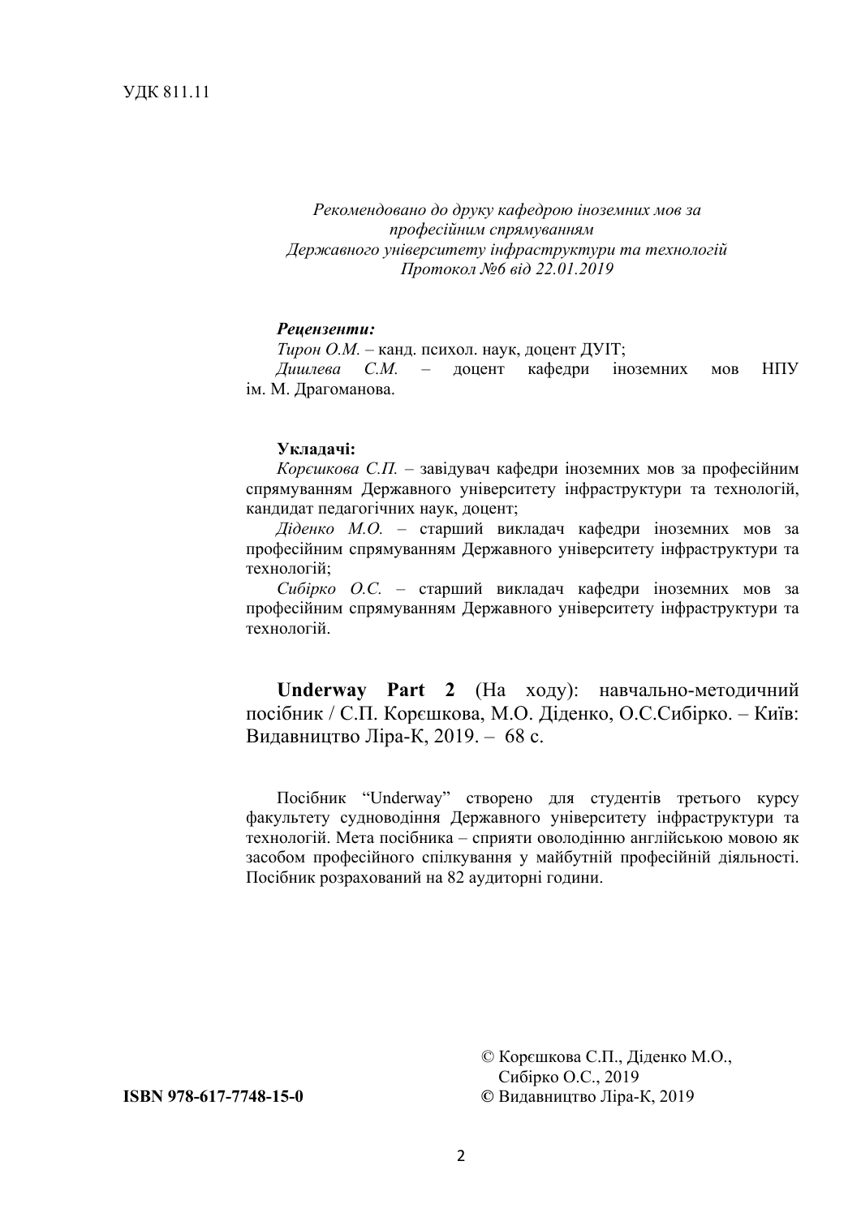УДК 811.11

*Рекомендовано до друку кафедрою іноземних мов за професійним спрямуванням Державного університету інфраструктури та технологій Протокол №6 від 22.01.2019*

***Рецензенти:***

*Тирон О.М.* – канд. психол. наук, доцент ДУІТ;

*Дишлева С.М.* – доцент кафедри іноземних мов НПУ ім. М. Драгоманова.

**Укладачі:**

*Корєшкова С.П.* – завідувач кафедри іноземних мов за професійним спрямуванням Державного університету інфраструктури та технологій, кандидат педагогічних наук, доцент;

*Діденко М.О.* – старший викладач кафедри іноземних мов за професійним спрямуванням Державного університету інфраструктури та технологій;

*Сибірко О.С.* – старший викладач кафедри іноземних мов за професійним спрямуванням Державного університету інфраструктури та технологій.

**Underway Part 2** (На ходу): навчально-методичний посібник / С.П. Корєшкова, М.О. Діденко, О.С.Сибірко. – Київ: Видавництво Ліра-К, 2019. – 68 с.

Посібник "Underway" створено для студентів третього курсу факультету судноводіння Державного університету інфраструктури та технологій. Мета посібника – сприяти оволодінню англійською мовою як засобом професійного спілкування у майбутній професійній діяльності. Посібник розрахований на 82 аудиторні години.

**ISBN 978-617-7748-15-0**

© Корєшкова С.П., Діденко М.О., Сибірко О.С., 2019

**©** Видавництво Ліра-К, 2019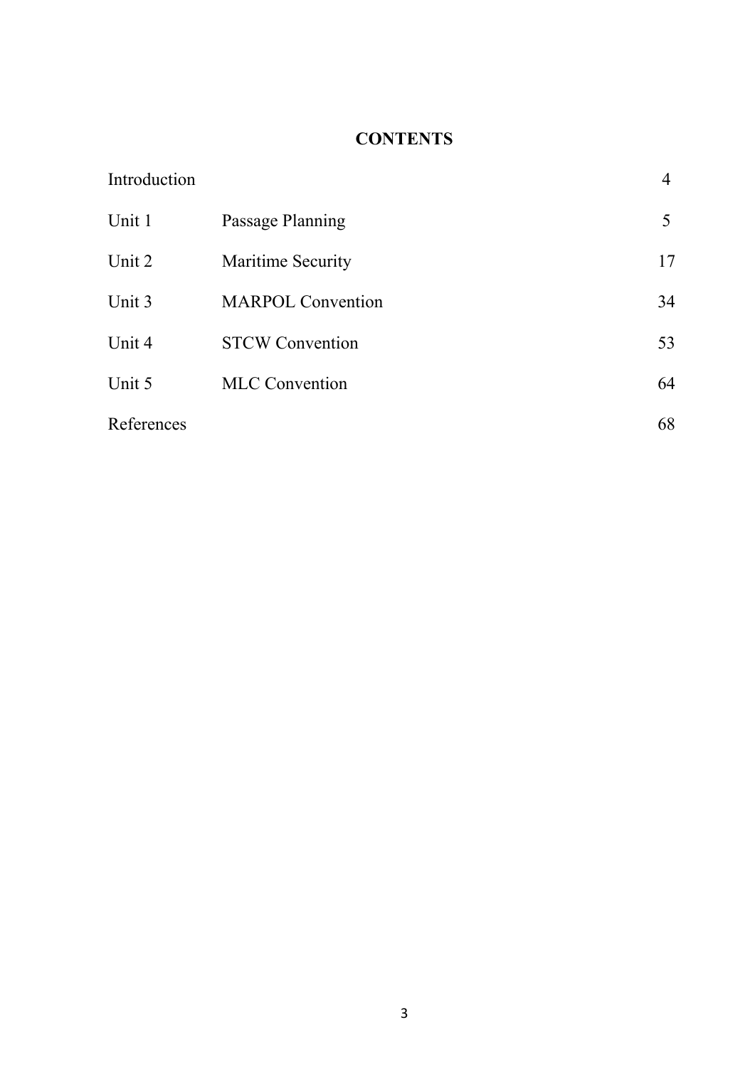# CONTENTS

| | | |
|---|---|---|
| Introduction | | 4 |
| Unit 1 | Passage Planning | 5 |
| Unit 2 | Maritime Security | 17 |
| Unit 3 | MARPOL Convention | 34 |
| Unit 4 | STCW Convention | 53 |
| Unit 5 | MLC Convention | 64 |
| References | | 68 |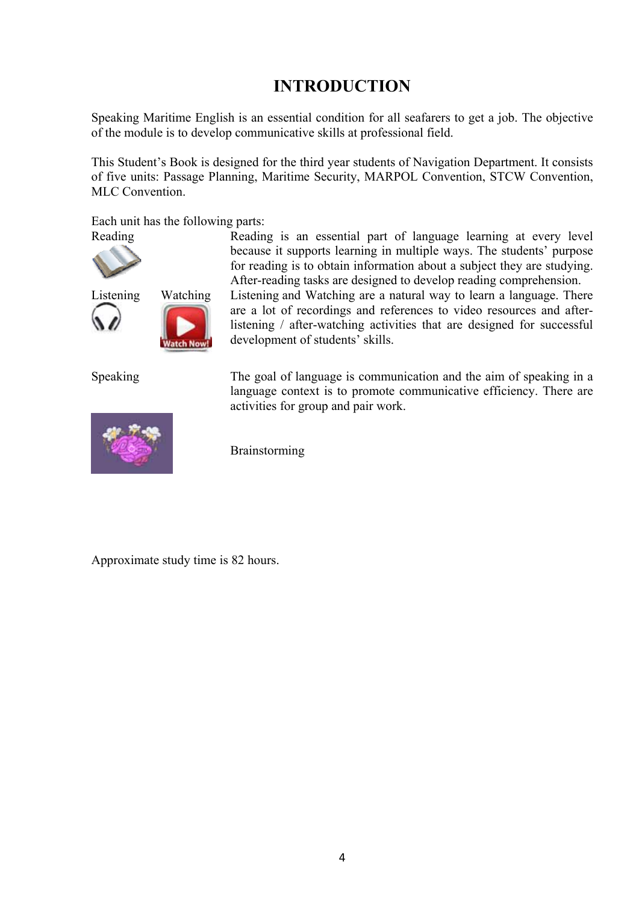# INTRODUCTION

Speaking Maritime English is an essential condition for all seafarers to get a job. The objective of the module is to develop communicative skills at professional field.

This Student's Book is designed for the third year students of Navigation Department. It consists of five units: Passage Planning, Maritime Security, MARPOL Convention, STCW Convention, MLC Convention.

Each unit has the following parts:

**Reading** – Reading is an essential part of language learning at every level because it supports learning in multiple ways. The students' purpose for reading is to obtain information about a subject they are studying. After-reading tasks are designed to develop reading comprehension.

**Listening** / **Watching** – Listening and Watching are a natural way to learn a language. There are a lot of recordings and references to video resources and after-listening / after-watching activities that are designed for successful development of students' skills.

**Speaking** – The goal of language is communication and the aim of speaking in a language context is to promote communicative efficiency. There are activities for group and pair work.

Brainstorming

Approximate study time is 82 hours.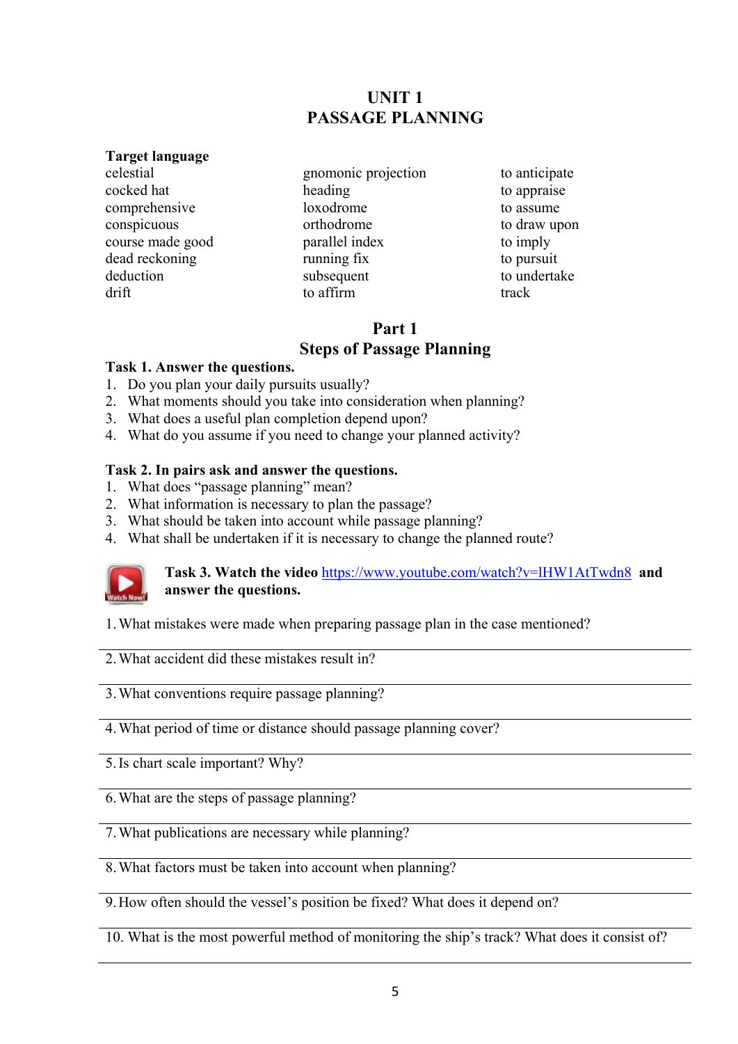# UNIT 1
# PASSAGE PLANNING

**Target language**

| | | |
|---|---|---|
| celestial | gnomonic projection | to anticipate |
| cocked hat | heading | to appraise |
| comprehensive | loxodrome | to assume |
| conspicuous | orthodrome | to draw upon |
| course made good | parallel index | to imply |
| dead reckoning | running fix | to pursuit |
| deduction | subsequent | to undertake |
| drift | to affirm | track |

## Part 1
## Steps of Passage Planning

**Task 1. Answer the questions.**

1. Do you plan your daily pursuits usually?
2. What moments should you take into consideration when planning?
3. What does a useful plan completion depend upon?
4. What do you assume if you need to change your planned activity?

**Task 2. In pairs ask and answer the questions.**

1. What does "passage planning" mean?
2. What information is necessary to plan the passage?
3. What should be taken into account while passage planning?
4. What shall be undertaken if it is necessary to change the planned route?

**Task 3. Watch the video [https://www.youtube.com/watch?v=lHW1AtTwdn8](https://www.youtube.com/watch?v=lHW1AtTwdn8) and answer the questions.**

1. What mistakes were made when preparing passage plan in the case mentioned?

---

2. What accident did these mistakes result in?

---

3. What conventions require passage planning?

---

4. What period of time or distance should passage planning cover?

---

5. Is chart scale important? Why?

---

6. What are the steps of passage planning?

---

7. What publications are necessary while planning?

---

8. What factors must be taken into account when planning?

---

9. How often should the vessel's position be fixed? What does it depend on?

---

10. What is the most powerful method of monitoring the ship's track? What does it consist of?

---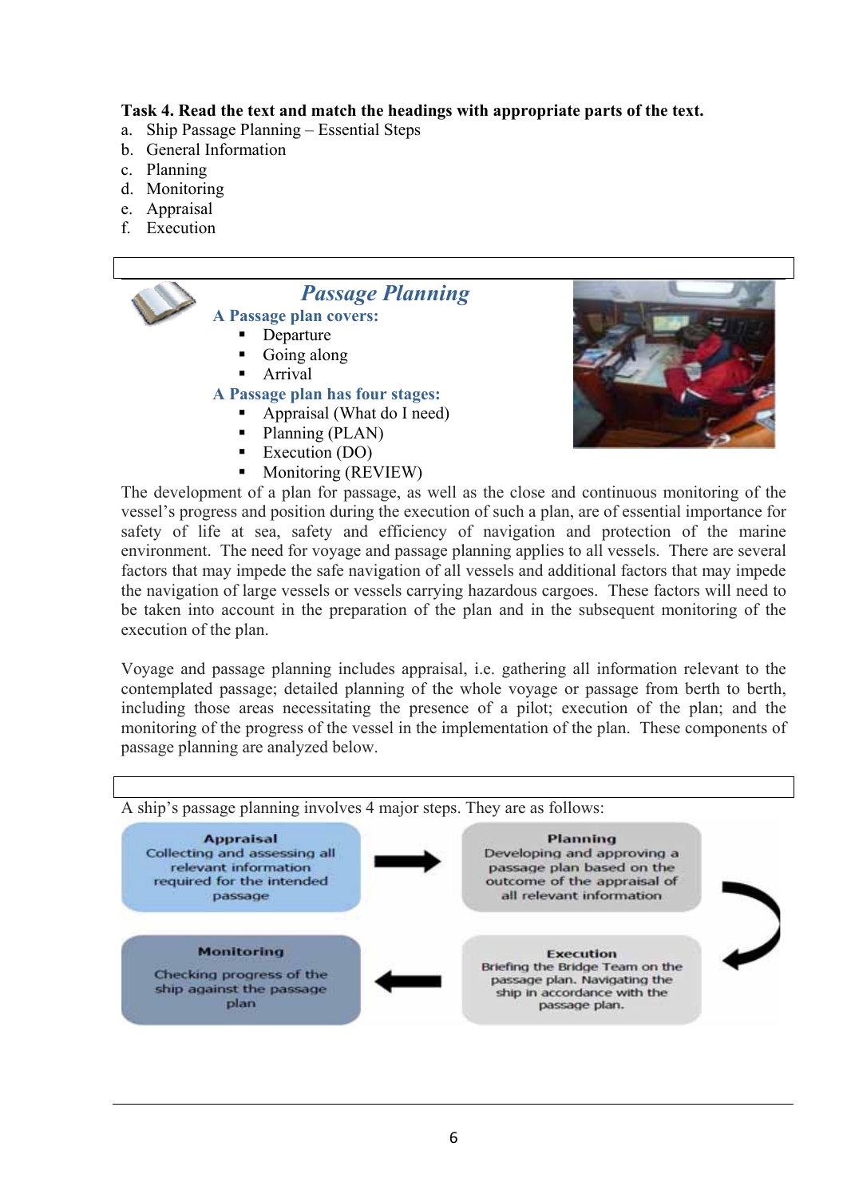**Task 4. Read the text and match the headings with appropriate parts of the text.**

a. Ship Passage Planning – Essential Steps
b. General Information
c. Planning
d. Monitoring
e. Appraisal
f. Execution

## *Passage Planning*

**A Passage plan covers:**

- Departure
- Going along
- Arrival

**A Passage plan has four stages:**

- Appraisal (What do I need)
- Planning (PLAN)
- Execution (DO)
- Monitoring (REVIEW)

The development of a plan for passage, as well as the close and continuous monitoring of the vessel's progress and position during the execution of such a plan, are of essential importance for safety of life at sea, safety and efficiency of navigation and protection of the marine environment. The need for voyage and passage planning applies to all vessels. There are several factors that may impede the safe navigation of all vessels and additional factors that may impede the navigation of large vessels or vessels carrying hazardous cargoes. These factors will need to be taken into account in the preparation of the plan and in the subsequent monitoring of the execution of the plan.

Voyage and passage planning includes appraisal, i.e. gathering all information relevant to the contemplated passage; detailed planning of the whole voyage or passage from berth to berth, including those areas necessitating the presence of a pilot; execution of the plan; and the monitoring of the progress of the vessel in the implementation of the plan. These components of passage planning are analyzed below.

A ship's passage planning involves 4 major steps. They are as follows:

**Appraisal**
Collecting and assessing all relevant information required for the intended passage

**Planning**
Developing and approving a passage plan based on the outcome of the appraisal of all relevant information

**Execution**
Briefing the Bridge Team on the passage plan. Navigating the ship in accordance with the passage plan.

**Monitoring**
Checking progress of the ship against the passage plan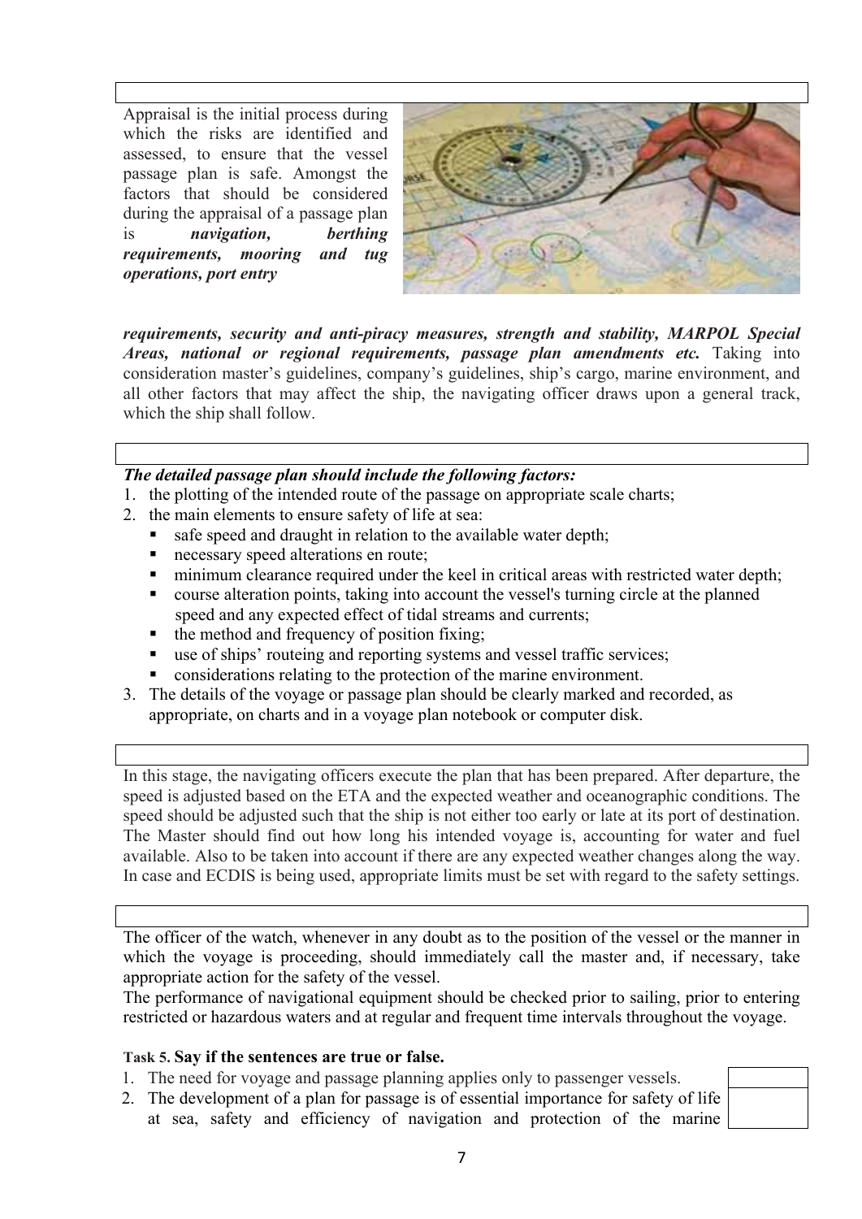Appraisal is the initial process during which the risks are identified and assessed, to ensure that the vessel passage plan is safe. Amongst the factors that should be considered during the appraisal of a passage plan is ***navigation, berthing requirements, mooring and tug operations, port entry requirements, security and anti-piracy measures, strength and stability, MARPOL Special Areas, national or regional requirements, passage plan amendments etc.*** Taking into consideration master's guidelines, company's guidelines, ship's cargo, marine environment, and all other factors that may affect the ship, the navigating officer draws upon a general track, which the ship shall follow.

***The detailed passage plan should include the following factors:***

1. the plotting of the intended route of the passage on appropriate scale charts;
2. the main elements to ensure safety of life at sea:
   - safe speed and draught in relation to the available water depth;
   - necessary speed alterations en route;
   - minimum clearance required under the keel in critical areas with restricted water depth;
   - course alteration points, taking into account the vessel's turning circle at the planned speed and any expected effect of tidal streams and currents;
   - the method and frequency of position fixing;
   - use of ships' routeing and reporting systems and vessel traffic services;
   - considerations relating to the protection of the marine environment.
3. The details of the voyage or passage plan should be clearly marked and recorded, as appropriate, on charts and in a voyage plan notebook or computer disk.

In this stage, the navigating officers execute the plan that has been prepared. After departure, the speed is adjusted based on the ETA and the expected weather and oceanographic conditions. The speed should be adjusted such that the ship is not either too early or late at its port of destination. The Master should find out how long his intended voyage is, accounting for water and fuel available. Also to be taken into account if there are any expected weather changes along the way. In case and ECDIS is being used, appropriate limits must be set with regard to the safety settings.

The officer of the watch, whenever in any doubt as to the position of the vessel or the manner in which the voyage is proceeding, should immediately call the master and, if necessary, take appropriate action for the safety of the vessel.

The performance of navigational equipment should be checked prior to sailing, prior to entering restricted or hazardous waters and at regular and frequent time intervals throughout the voyage.

**Task 5. Say if the sentences are true or false.**

1. The need for voyage and passage planning applies only to passenger vessels.
2. The development of a plan for passage is of essential importance for safety of life at sea, safety and efficiency of navigation and protection of the marine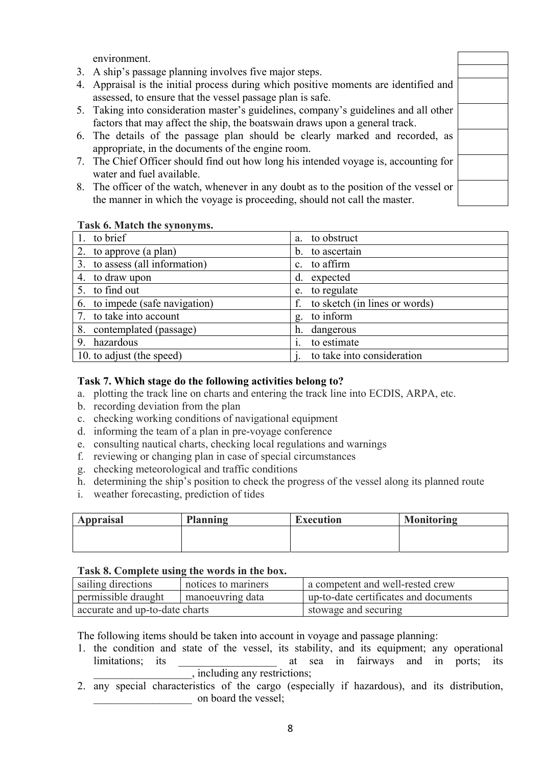environment.

3. A ship's passage planning involves five major steps.
4. Appraisal is the initial process during which positive moments are identified and assessed, to ensure that the vessel passage plan is safe.
5. Taking into consideration master's guidelines, company's guidelines and all other factors that may affect the ship, the boatswain draws upon a general track.
6. The details of the passage plan should be clearly marked and recorded, as appropriate, in the documents of the engine room.
7. The Chief Officer should find out how long his intended voyage is, accounting for water and fuel available.
8. The officer of the watch, whenever in any doubt as to the position of the vessel or the manner in which the voyage is proceeding, should not call the master.

**Task 6. Match the synonyms.**

| | |
|---|---|
| 1. to brief | a. to obstruct |
| 2. to approve (a plan) | b. to ascertain |
| 3. to assess (all information) | c. to affirm |
| 4. to draw upon | d. expected |
| 5. to find out | e. to regulate |
| 6. to impede (safe navigation) | f. to sketch (in lines or words) |
| 7. to take into account | g. to inform |
| 8. contemplated (passage) | h. dangerous |
| 9. hazardous | i. to estimate |
| 10. to adjust (the speed) | j. to take into consideration |

**Task 7. Which stage do the following activities belong to?**

a. plotting the track line on charts and entering the track line into ECDIS, ARPA, etc.
b. recording deviation from the plan
c. checking working conditions of navigational equipment
d. informing the team of a plan in pre-voyage conference
e. consulting nautical charts, checking local regulations and warnings
f. reviewing or changing plan in case of special circumstances
g. checking meteorological and traffic conditions
h. determining the ship's position to check the progress of the vessel along its planned route
i. weather forecasting, prediction of tides

| Appraisal | Planning | Execution | Monitoring |
|---|---|---|---|
| | | | |

**Task 8. Complete using the words in the box.**

| | | |
|---|---|---|
| sailing directions | notices to mariners | a competent and well-rested crew |
| permissible draught | manoeuvring data | up-to-date certificates and documents |
| accurate and up-to-date charts | | stowage and securing |

The following items should be taken into account in voyage and passage planning:

1. the condition and state of the vessel, its stability, and its equipment; any operational limitations; its __________________ at sea in fairways and in ports; its __________________, including any restrictions;
2. any special characteristics of the cargo (especially if hazardous), and its distribution, __________________ on board the vessel;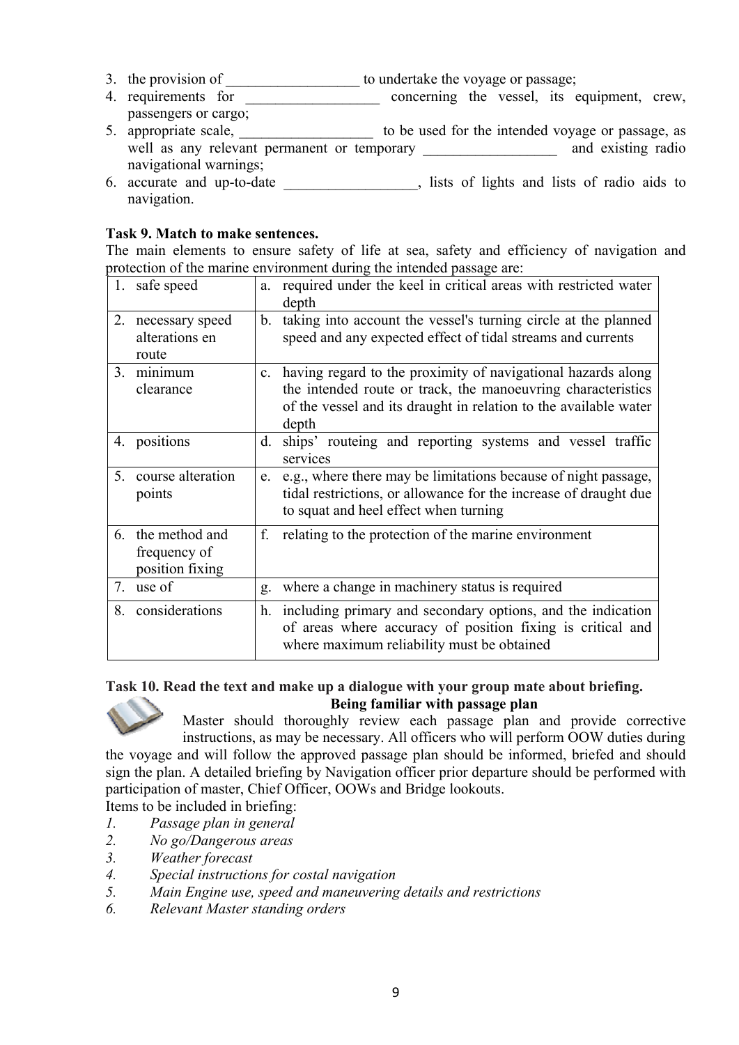3. the provision of __________________ to undertake the voyage or passage;
4. requirements for __________________ concerning the vessel, its equipment, crew, passengers or cargo;
5. appropriate scale, __________________ to be used for the intended voyage or passage, as well as any relevant permanent or temporary __________________ and existing radio navigational warnings;
6. accurate and up-to-date __________________, lists of lights and lists of radio aids to navigation.

**Task 9. Match to make sentences.**

The main elements to ensure safety of life at sea, safety and efficiency of navigation and protection of the marine environment during the intended passage are:

| | |
|---|---|
| 1. safe speed | a. required under the keel in critical areas with restricted water depth |
| 2. necessary speed alterations en route | b. taking into account the vessel's turning circle at the planned speed and any expected effect of tidal streams and currents |
| 3. minimum clearance | c. having regard to the proximity of navigational hazards along the intended route or track, the manoeuvring characteristics of the vessel and its draught in relation to the available water depth |
| 4. positions | d. ships' routeing and reporting systems and vessel traffic services |
| 5. course alteration points | e. e.g., where there may be limitations because of night passage, tidal restrictions, or allowance for the increase of draught due to squat and heel effect when turning |
| 6. the method and frequency of position fixing | f. relating to the protection of the marine environment |
| 7. use of | g. where a change in machinery status is required |
| 8. considerations | h. including primary and secondary options, and the indication of areas where accuracy of position fixing is critical and where maximum reliability must be obtained |

**Task 10. Read the text and make up a dialogue with your group mate about briefing.**

**Being familiar with passage plan**

Master should thoroughly review each passage plan and provide corrective instructions, as may be necessary. All officers who will perform OOW duties during the voyage and will follow the approved passage plan should be informed, briefed and should sign the plan. A detailed briefing by Navigation officer prior departure should be performed with participation of master, Chief Officer, OOWs and Bridge lookouts.

Items to be included in briefing:

1. *Passage plan in general*
2. *No go/Dangerous areas*
3. *Weather forecast*
4. *Special instructions for costal navigation*
5. *Main Engine use, speed and maneuvering details and restrictions*
6. *Relevant Master standing orders*